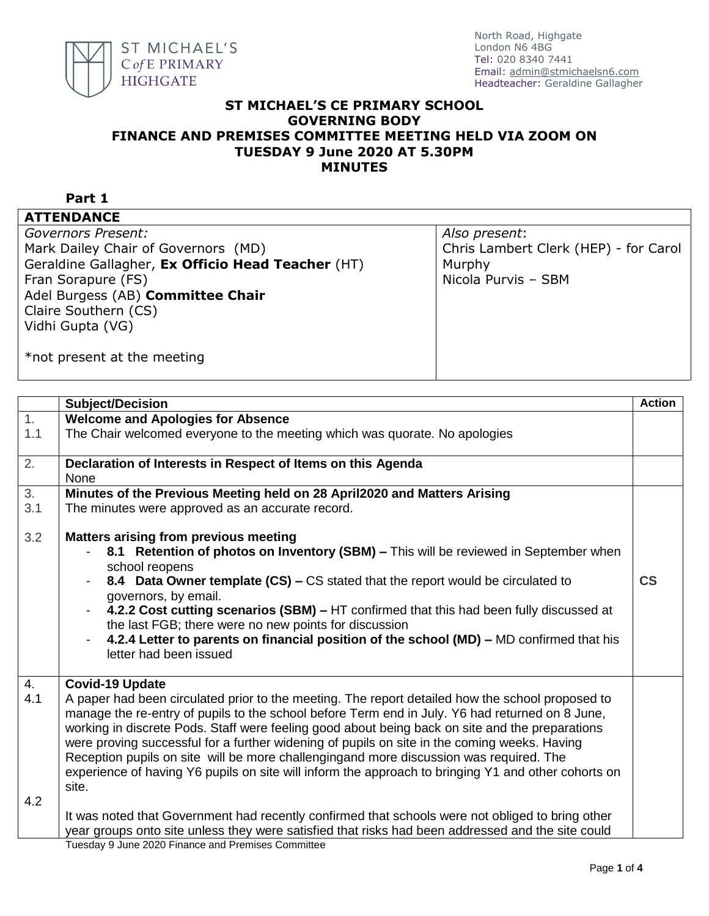ST MICHAEL'S C of E PRIMARY HIGHGATE

North Road, Highgate
London N6 4BG
Tel: 020 8340 7441
Email: admin@stmichaelsn6.com
Headteacher: Geraldine Gallagher

# ST MICHAEL'S CE PRIMARY SCHOOL
# GOVERNING BODY
# FINANCE AND PREMISES COMMITTEE MEETING HELD VIA ZOOM ON TUESDAY 9 June 2020 AT 5.30PM
# MINUTES

**Part 1**

| **ATTENDANCE** | |
|---|---|
| *Governors Present:*<br>Mark Dailey Chair of Governors (MD)<br>Geraldine Gallagher, **Ex Officio Head Teacher** (HT)<br>Fran Sorapure (FS)<br>Adel Burgess (AB) **Committee Chair**<br>Claire Southern (CS)<br>Vidhi Gupta (VG)<br><br>*not present at the meeting | *Also present*:<br>Chris Lambert Clerk (HEP) - for Carol Murphy<br>Nicola Purvis – SBM |

| | **Subject/Decision** | **Action** |
|---|---|---|
| 1.<br>1.1 | **Welcome and Apologies for Absence**<br>The Chair welcomed everyone to the meeting which was quorate. No apologies | |
| 2. | **Declaration of Interests in Respect of Items on this Agenda**<br>None | |
| 3.<br>3.1<br><br>3.2 | **Minutes of the Previous Meeting held on 28 April2020 and Matters Arising**<br>The minutes were approved as an accurate record.<br><br>**Matters arising from previous meeting**<br>- **8.1 Retention of photos on Inventory (SBM) –** This will be reviewed in September when school reopens<br>- **8.4 Data Owner template (CS) –** CS stated that the report would be circulated to governors, by email.<br>- **4.2.2 Cost cutting scenarios (SBM) –** HT confirmed that this had been fully discussed at the last FGB; there were no new points for discussion<br>- **4.2.4 Letter to parents on financial position of the school (MD) –** MD confirmed that his letter had been issued | **CS** |
| 4.<br>4.1<br><br><br><br><br><br><br>4.2 | **Covid-19 Update**<br>A paper had been circulated prior to the meeting. The report detailed how the school proposed to manage the re-entry of pupils to the school before Term end in July. Y6 had returned on 8 June, working in discrete Pods. Staff were feeling good about being back on site and the preparations were proving successful for a further widening of pupils on site in the coming weeks. Having Reception pupils on site will be more challengingand more discussion was required. The experience of having Y6 pupils on site will inform the approach to bringing Y1 and other cohorts on site.<br><br>It was noted that Government had recently confirmed that schools were not obliged to bring other year groups onto site unless they were satisfied that risks had been addressed and the site could | |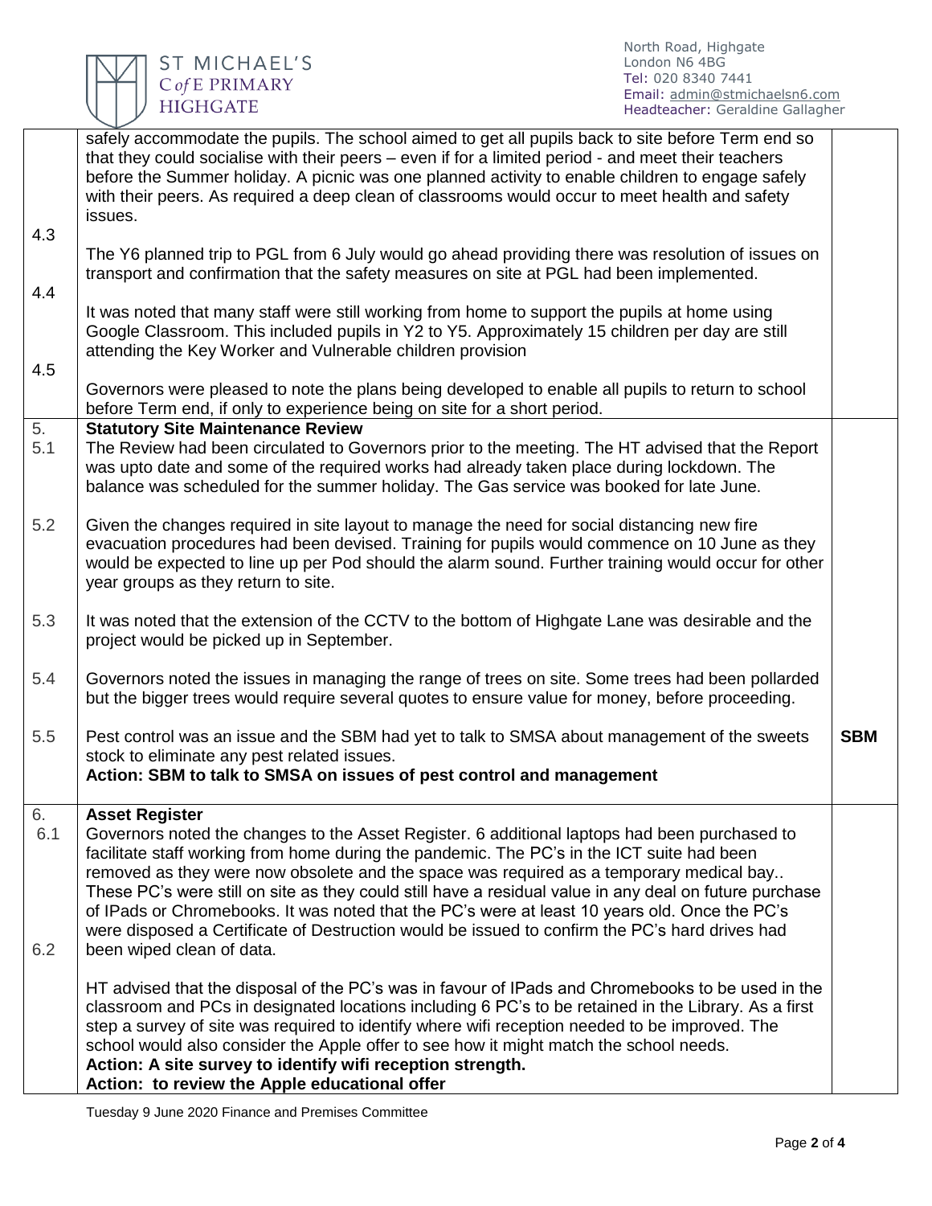| | | |
|---|---|---|
| | safely accommodate the pupils. The school aimed to get all pupils back to site before Term end so that they could socialise with their peers – even if for a limited period - and meet their teachers before the Summer holiday. A picnic was one planned activity to enable children to engage safely with their peers. As required a deep clean of classrooms would occur to meet health and safety issues. | |
| 4.3 | The Y6 planned trip to PGL from 6 July would go ahead providing there was resolution of issues on transport and confirmation that the safety measures on site at PGL had been implemented. | |
| 4.4 | It was noted that many staff were still working from home to support the pupils at home using Google Classroom. This included pupils in Y2 to Y5. Approximately 15 children per day are still attending the Key Worker and Vulnerable children provision | |
| 4.5 | Governors were pleased to note the plans being developed to enable all pupils to return to school before Term end, if only to experience being on site for a short period. | |
| 5. | **Statutory Site Maintenance Review** | |
| 5.1 | The Review had been circulated to Governors prior to the meeting. The HT advised that the Report was upto date and some of the required works had already taken place during lockdown. The balance was scheduled for the summer holiday. The Gas service was booked for late June. | |
| 5.2 | Given the changes required in site layout to manage the need for social distancing new fire evacuation procedures had been devised. Training for pupils would commence on 10 June as they would be expected to line up per Pod should the alarm sound. Further training would occur for other year groups as they return to site. | |
| 5.3 | It was noted that the extension of the CCTV to the bottom of Highgate Lane was desirable and the project would be picked up in September. | |
| 5.4 | Governors noted the issues in managing the range of trees on site. Some trees had been pollarded but the bigger trees would require several quotes to ensure value for money, before proceeding. | |
| 5.5 | Pest control was an issue and the SBM had yet to talk to SMSA about management of the sweets stock to eliminate any pest related issues.<br>**Action: SBM to talk to SMSA on issues of pest control and management** | **SBM** |
| 6. | **Asset Register** | |
| 6.1 | Governors noted the changes to the Asset Register. 6 additional laptops had been purchased to facilitate staff working from home during the pandemic. The PC's in the ICT suite had been removed as they were now obsolete and the space was required as a temporary medical bay.. These PC's were still on site as they could still have a residual value in any deal on future purchase of IPads or Chromebooks. It was noted that the PC's were at least 10 years old. Once the PC's were disposed a Certificate of Destruction would be issued to confirm the PC's hard drives had been wiped clean of data. | |
| 6.2 | HT advised that the disposal of the PC's was in favour of IPads and Chromebooks to be used in the classroom and PCs in designated locations including 6 PC's to be retained in the Library. As a first step a survey of site was required to identify where wifi reception needed to be improved. The school would also consider the Apple offer to see how it might match the school needs.<br>**Action: A site survey to identify wifi reception strength.**<br>**Action: to review the Apple educational offer** | |

Tuesday 9 June 2020 Finance and Premises Committee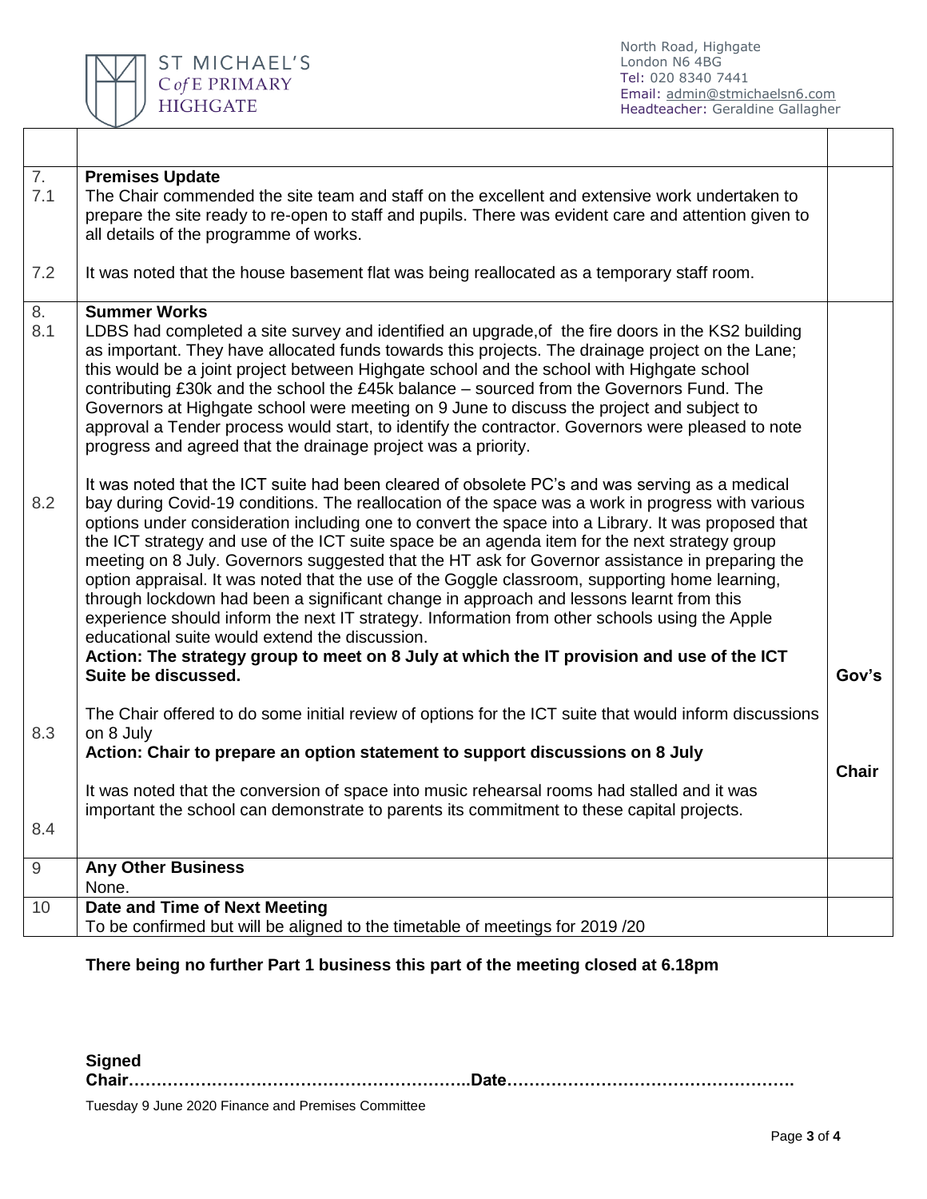| | | |
|---|---|---|
| 7.<br>7.1 | **Premises Update**<br>The Chair commended the site team and staff on the excellent and extensive work undertaken to prepare the site ready to re-open to staff and pupils. There was evident care and attention given to all details of the programme of works. | |
| 7.2 | It was noted that the house basement flat was being reallocated as a temporary staff room. | |
| 8.<br>8.1 | **Summer Works**<br>LDBS had completed a site survey and identified an upgrade,of the fire doors in the KS2 building as important. They have allocated funds towards this projects. The drainage project on the Lane; this would be a joint project between Highgate school and the school with Highgate school contributing £30k and the school the £45k balance – sourced from the Governors Fund. The Governors at Highgate school were meeting on 9 June to discuss the project and subject to approval a Tender process would start, to identify the contractor. Governors were pleased to note progress and agreed that the drainage project was a priority. | |
| 8.2 | It was noted that the ICT suite had been cleared of obsolete PC's and was serving as a medical bay during Covid-19 conditions. The reallocation of the space was a work in progress with various options under consideration including one to convert the space into a Library. It was proposed that the ICT strategy and use of the ICT suite space be an agenda item for the next strategy group meeting on 8 July. Governors suggested that the HT ask for Governor assistance in preparing the option appraisal. It was noted that the use of the Goggle classroom, supporting home learning, through lockdown had been a significant change in approach and lessons learnt from this experience should inform the next IT strategy. Information from other schools using the Apple educational suite would extend the discussion.<br>**Action: The strategy group to meet on 8 July at which the IT provision and use of the ICT Suite be discussed.** | **Gov's** |
| 8.3 | The Chair offered to do some initial review of options for the ICT suite that would inform discussions on 8 July<br>**Action: Chair to prepare an option statement to support discussions on 8 July** | **Chair** |
| 8.4 | It was noted that the conversion of space into music rehearsal rooms had stalled and it was important the school can demonstrate to parents its commitment to these capital projects. | |
| 9 | **Any Other Business**<br>None. | |
| 10 | **Date and Time of Next Meeting**<br>To be confirmed but will be aligned to the timetable of meetings for 2019 /20 | |

**There being no further Part 1 business this part of the meeting closed at 6.18pm**

**Signed**
**Chair……………………………………………………..Date…………………………………………….**

Tuesday 9 June 2020 Finance and Premises Committee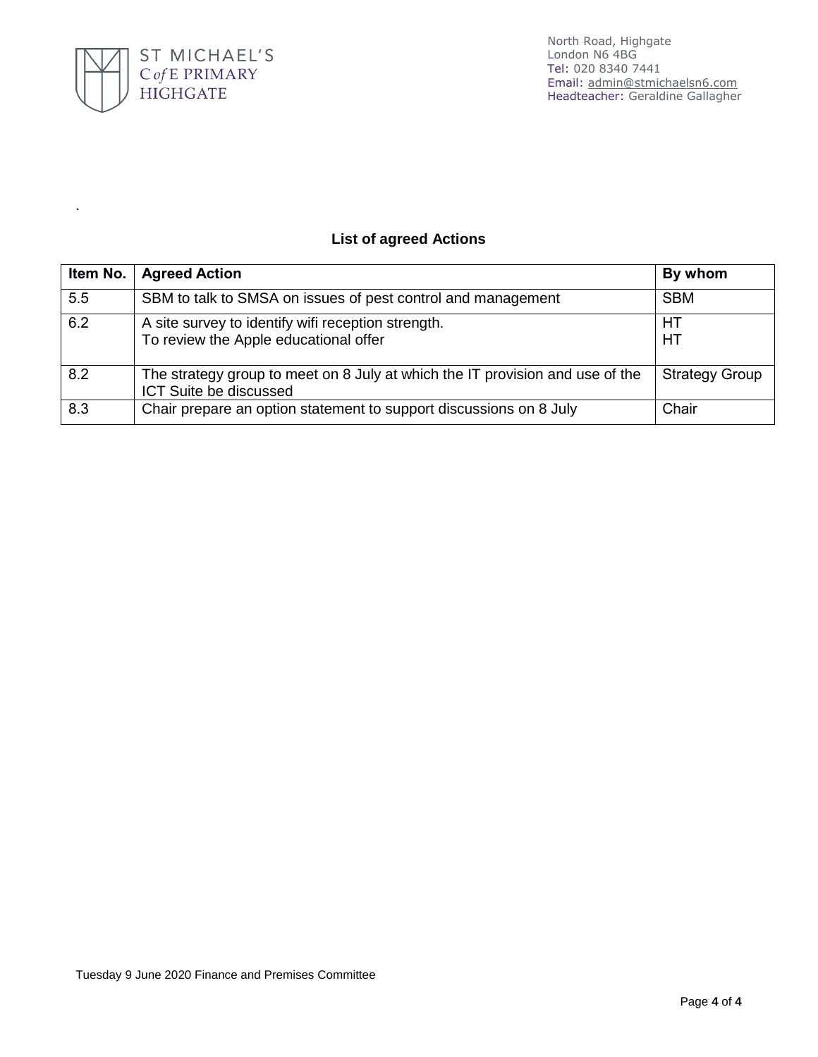.

## List of agreed Actions

| Item No. | Agreed Action | By whom |
|---|---|---|
| 5.5 | SBM to talk to SMSA on issues of pest control and management | SBM |
| 6.2 | A site survey to identify wifi reception strength.<br>To review the Apple educational offer | HT<br>HT |
| 8.2 | The strategy group to meet on 8 July at which the IT provision and use of the ICT Suite be discussed | Strategy Group |
| 8.3 | Chair prepare an option statement to support discussions on 8 July | Chair |